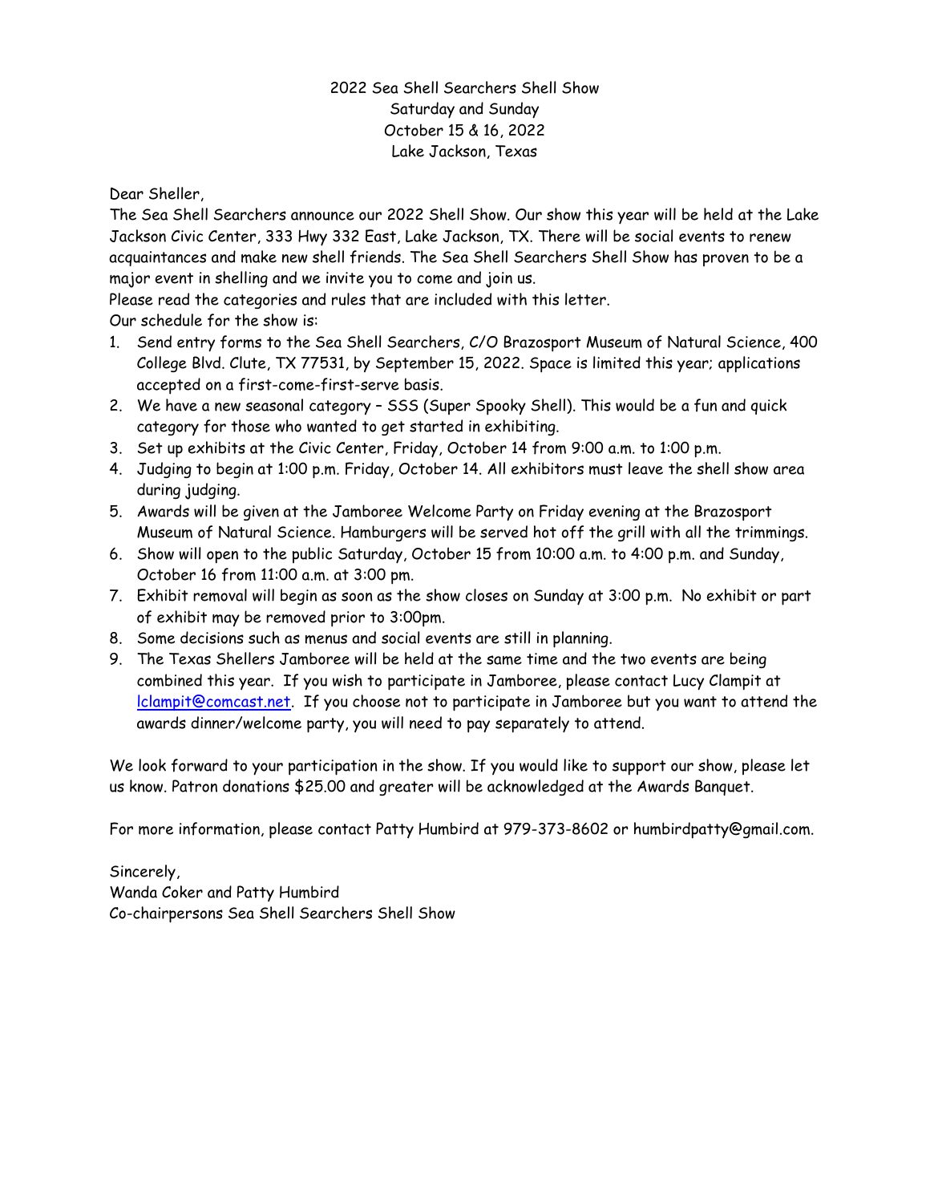# 2022 Sea Shell Searchers Shell Show
Saturday and Sunday
October 15 & 16, 2022
Lake Jackson, Texas

Dear Sheller,

The Sea Shell Searchers announce our 2022 Shell Show. Our show this year will be held at the Lake Jackson Civic Center, 333 Hwy 332 East, Lake Jackson, TX. There will be social events to renew acquaintances and make new shell friends. The Sea Shell Searchers Shell Show has proven to be a major event in shelling and we invite you to come and join us.

Please read the categories and rules that are included with this letter.

Our schedule for the show is:

1. Send entry forms to the Sea Shell Searchers, C/O Brazosport Museum of Natural Science, 400 College Blvd. Clute, TX 77531, by September 15, 2022. Space is limited this year; applications accepted on a first-come-first-serve basis.
2. We have a new seasonal category – SSS (Super Spooky Shell). This would be a fun and quick category for those who wanted to get started in exhibiting.
3. Set up exhibits at the Civic Center, Friday, October 14 from 9:00 a.m. to 1:00 p.m.
4. Judging to begin at 1:00 p.m. Friday, October 14. All exhibitors must leave the shell show area during judging.
5. Awards will be given at the Jamboree Welcome Party on Friday evening at the Brazosport Museum of Natural Science. Hamburgers will be served hot off the grill with all the trimmings.
6. Show will open to the public Saturday, October 15 from 10:00 a.m. to 4:00 p.m. and Sunday, October 16 from 11:00 a.m. at 3:00 pm.
7. Exhibit removal will begin as soon as the show closes on Sunday at 3:00 p.m. No exhibit or part of exhibit may be removed prior to 3:00pm.
8. Some decisions such as menus and social events are still in planning.
9. The Texas Shellers Jamboree will be held at the same time and the two events are being combined this year. If you wish to participate in Jamboree, please contact Lucy Clampit at lclampit@comcast.net. If you choose not to participate in Jamboree but you want to attend the awards dinner/welcome party, you will need to pay separately to attend.

We look forward to your participation in the show. If you would like to support our show, please let us know. Patron donations $25.00 and greater will be acknowledged at the Awards Banquet.

For more information, please contact Patty Humbird at 979-373-8602 or humbirdpatty@gmail.com.

Sincerely,
Wanda Coker and Patty Humbird
Co-chairpersons Sea Shell Searchers Shell Show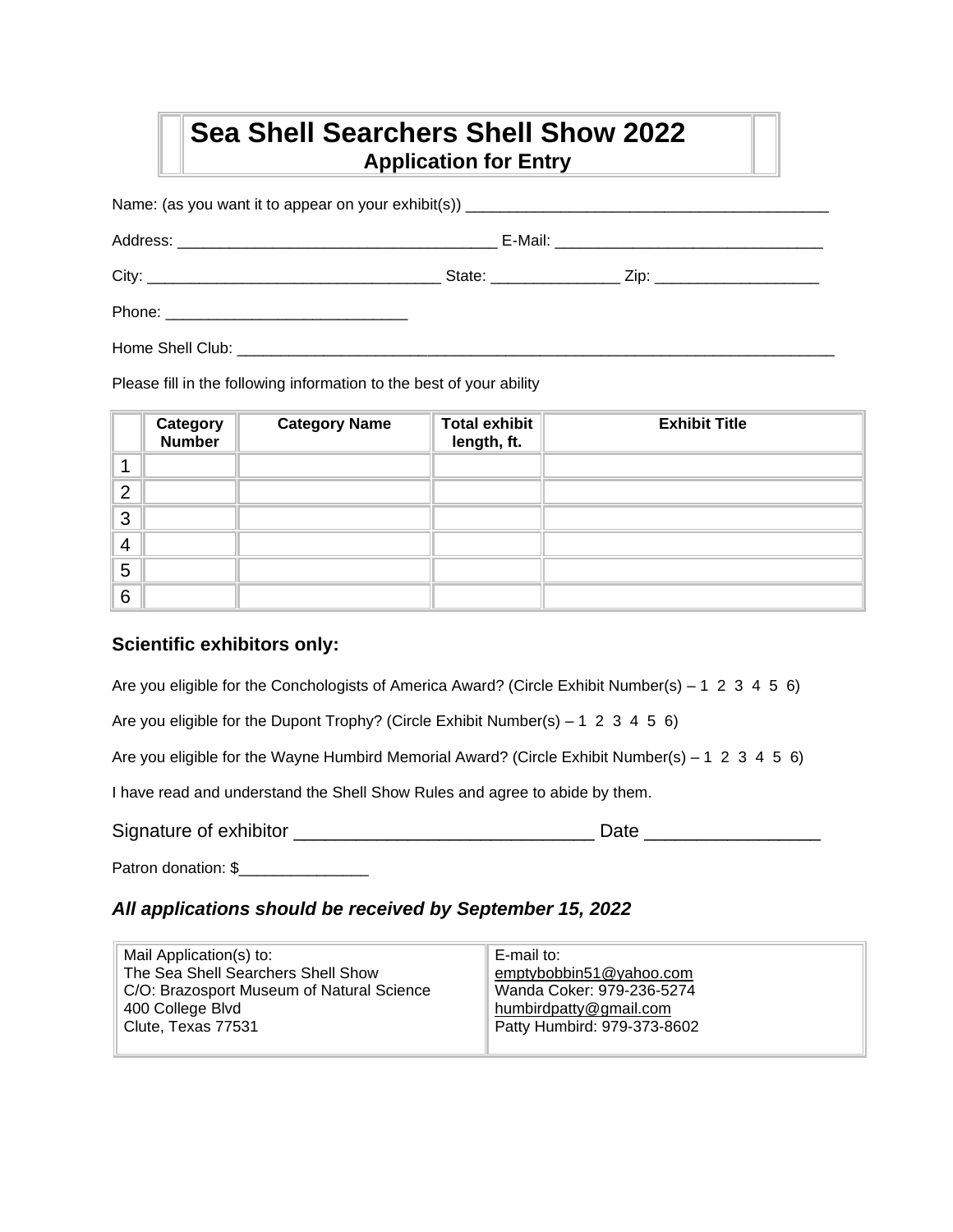# Sea Shell Searchers Shell Show 2022

## Application for Entry

Name: (as you want it to appear on your exhibit(s)) ___________________________________________

Address: _____________________________________ E-Mail: _______________________________

City: __________________________________ State: _______________ Zip: ___________________

Phone: ____________________________

Home Shell Club: ________________________________________________________________________

Please fill in the following information to the best of your ability

| | Category Number | Category Name | Total exhibit length, ft. | Exhibit Title |
|---|---|---|---|---|
| 1 | | | | |
| 2 | | | | |
| 3 | | | | |
| 4 | | | | |
| 5 | | | | |
| 6 | | | | |

### Scientific exhibitors only:

Are you eligible for the Conchologists of America Award? (Circle Exhibit Number(s) – 1 2 3 4 5 6)

Are you eligible for the Dupont Trophy? (Circle Exhibit Number(s) – 1 2 3 4 5 6)

Are you eligible for the Wayne Humbird Memorial Award? (Circle Exhibit Number(s) – 1 2 3 4 5 6)

I have read and understand the Shell Show Rules and agree to abide by them.

Signature of exhibitor ____________________________ Date ________________

Patron donation: $______________

### *All applications should be received by September 15, 2022*

| Mail Application(s) to: | E-mail to: |
|---|---|
| The Sea Shell Searchers Shell Show<br>C/O: Brazosport Museum of Natural Science<br>400 College Blvd<br>Clute, Texas 77531 | emptybobbin51@yahoo.com<br>Wanda Coker: 979-236-5274<br>humbirdpatty@gmail.com<br>Patty Humbird: 979-373-8602 |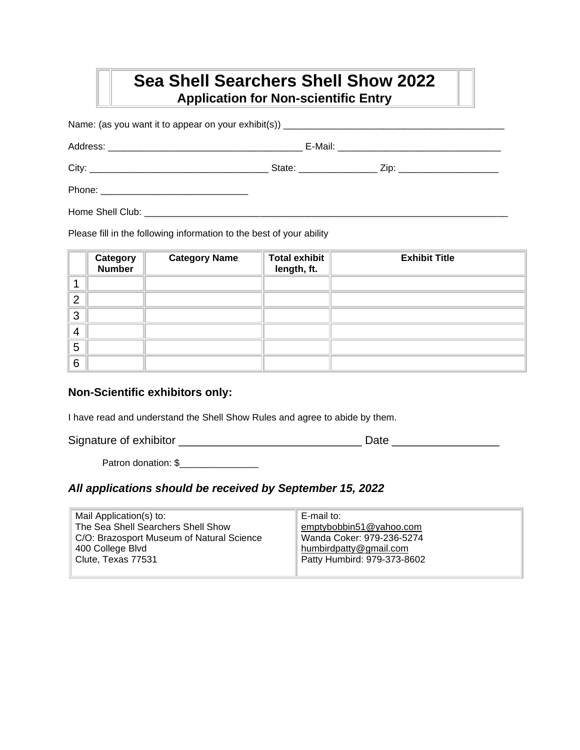# Sea Shell Searchers Shell Show 2022
## Application for Non-scientific Entry

Name: (as you want it to appear on your exhibit(s)) ___________________________________________

Address: _____________________________________ E-Mail: _______________________________

City: __________________________________ State: _______________ Zip: ___________________

Phone: ____________________________

Home Shell Club: __________________________________________________________________________

Please fill in the following information to the best of your ability

| | Category Number | Category Name | Total exhibit length, ft. | Exhibit Title |
|---|---|---|---|---|
| 1 | | | | |
| 2 | | | | |
| 3 | | | | |
| 4 | | | | |
| 5 | | | | |
| 6 | | | | |

### Non-Scientific exhibitors only:

I have read and understand the Shell Show Rules and agree to abide by them.

Signature of exhibitor ____________________________ Date ________________

Patron donation: $_______________

***All applications should be received by September 15, 2022***

| Mail Application(s) to: | E-mail to: |
|---|---|
| The Sea Shell Searchers Shell Show<br>C/O: Brazosport Museum of Natural Science<br>400 College Blvd<br>Clute, Texas 77531 | emptybobbin51@yahoo.com<br>Wanda Coker: 979-236-5274<br>humbirdpatty@gmail.com<br>Patty Humbird: 979-373-8602 |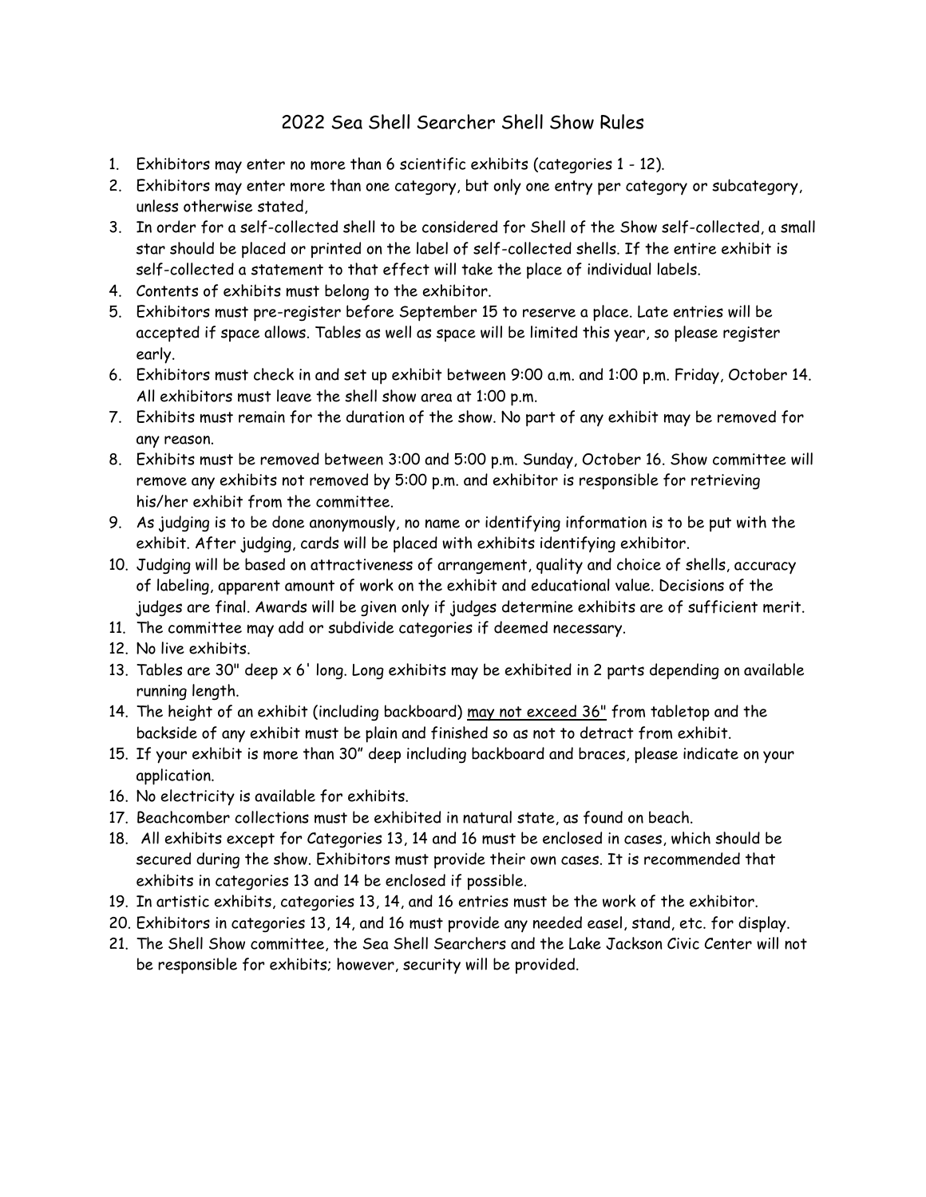# 2022 Sea Shell Searcher Shell Show Rules

1. Exhibitors may enter no more than 6 scientific exhibits (categories 1 - 12).
2. Exhibitors may enter more than one category, but only one entry per category or subcategory, unless otherwise stated,
3. In order for a self-collected shell to be considered for Shell of the Show self-collected, a small star should be placed or printed on the label of self-collected shells. If the entire exhibit is self-collected a statement to that effect will take the place of individual labels.
4. Contents of exhibits must belong to the exhibitor.
5. Exhibitors must pre-register before September 15 to reserve a place. Late entries will be accepted if space allows. Tables as well as space will be limited this year, so please register early.
6. Exhibitors must check in and set up exhibit between 9:00 a.m. and 1:00 p.m. Friday, October 14. All exhibitors must leave the shell show area at 1:00 p.m.
7. Exhibits must remain for the duration of the show. No part of any exhibit may be removed for any reason.
8. Exhibits must be removed between 3:00 and 5:00 p.m. Sunday, October 16. Show committee will remove any exhibits not removed by 5:00 p.m. and exhibitor is responsible for retrieving his/her exhibit from the committee.
9. As judging is to be done anonymously, no name or identifying information is to be put with the exhibit. After judging, cards will be placed with exhibits identifying exhibitor.
10. Judging will be based on attractiveness of arrangement, quality and choice of shells, accuracy of labeling, apparent amount of work on the exhibit and educational value. Decisions of the judges are final. Awards will be given only if judges determine exhibits are of sufficient merit.
11. The committee may add or subdivide categories if deemed necessary.
12. No live exhibits.
13. Tables are 30" deep x 6' long. Long exhibits may be exhibited in 2 parts depending on available running length.
14. The height of an exhibit (including backboard) <u>may not exceed 36"</u> from tabletop and the backside of any exhibit must be plain and finished so as not to detract from exhibit.
15. If your exhibit is more than 30" deep including backboard and braces, please indicate on your application.
16. No electricity is available for exhibits.
17. Beachcomber collections must be exhibited in natural state, as found on beach.
18. All exhibits except for Categories 13, 14 and 16 must be enclosed in cases, which should be secured during the show. Exhibitors must provide their own cases. It is recommended that exhibits in categories 13 and 14 be enclosed if possible.
19. In artistic exhibits, categories 13, 14, and 16 entries must be the work of the exhibitor.
20. Exhibitors in categories 13, 14, and 16 must provide any needed easel, stand, etc. for display.
21. The Shell Show committee, the Sea Shell Searchers and the Lake Jackson Civic Center will not be responsible for exhibits; however, security will be provided.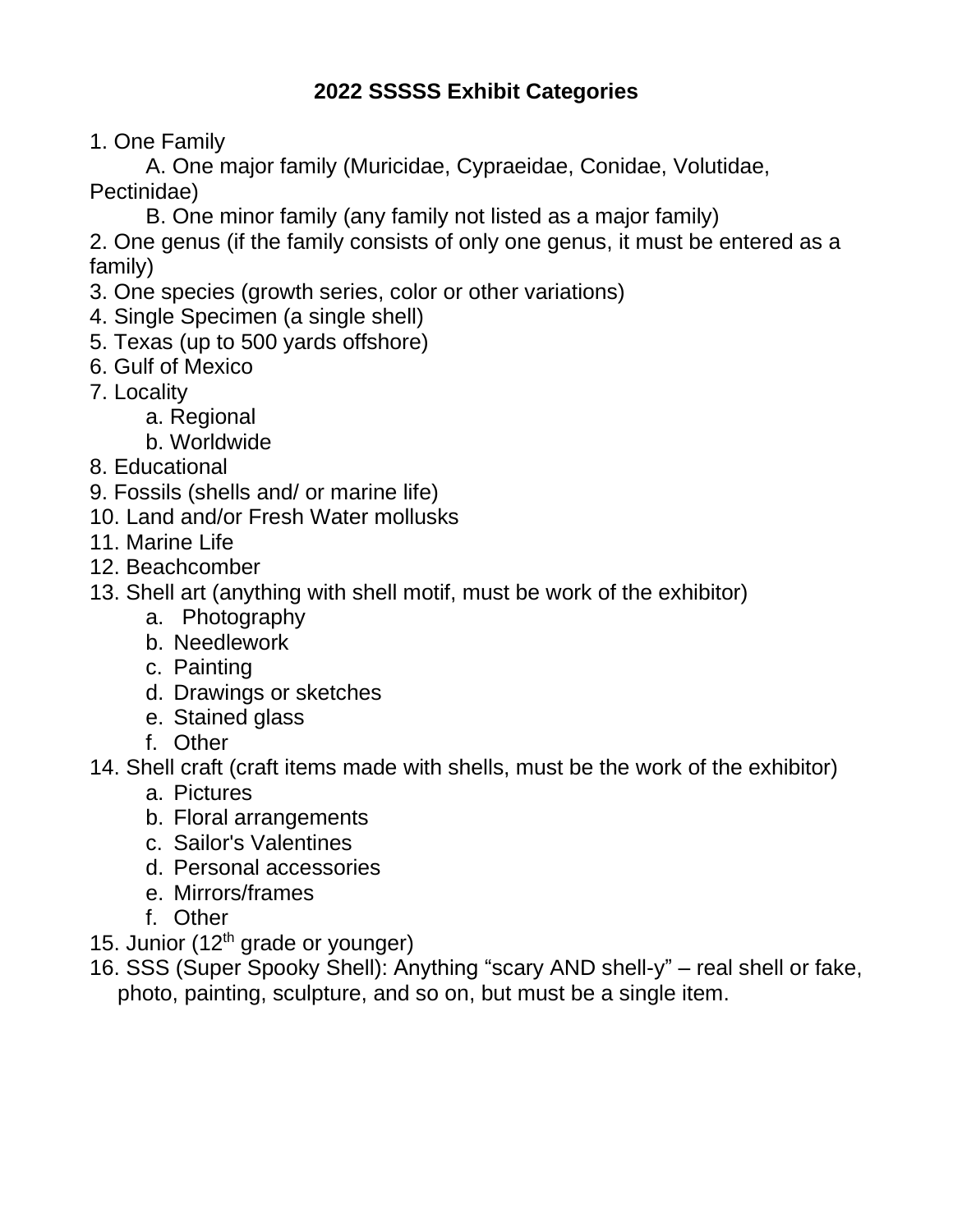## 2022 SSSSS Exhibit Categories

1. One Family
    - A. One major family (Muricidae, Cypraeidae, Conidae, Volutidae, Pectinidae)
    - B. One minor family (any family not listed as a major family)
2. One genus (if the family consists of only one genus, it must be entered as a family)
3. One species (growth series, color or other variations)
4. Single Specimen (a single shell)
5. Texas (up to 500 yards offshore)
6. Gulf of Mexico
7. Locality
    - a. Regional
    - b. Worldwide
8. Educational
9. Fossils (shells and/ or marine life)
10. Land and/or Fresh Water mollusks
11. Marine Life
12. Beachcomber
13. Shell art (anything with shell motif, must be work of the exhibitor)
    - a. Photography
    - b. Needlework
    - c. Painting
    - d. Drawings or sketches
    - e. Stained glass
    - f. Other
14. Shell craft (craft items made with shells, must be the work of the exhibitor)
    - a. Pictures
    - b. Floral arrangements
    - c. Sailor's Valentines
    - d. Personal accessories
    - e. Mirrors/frames
    - f. Other
15. Junior (12th grade or younger)
16. SSS (Super Spooky Shell): Anything "scary AND shell-y" – real shell or fake, photo, painting, sculpture, and so on, but must be a single item.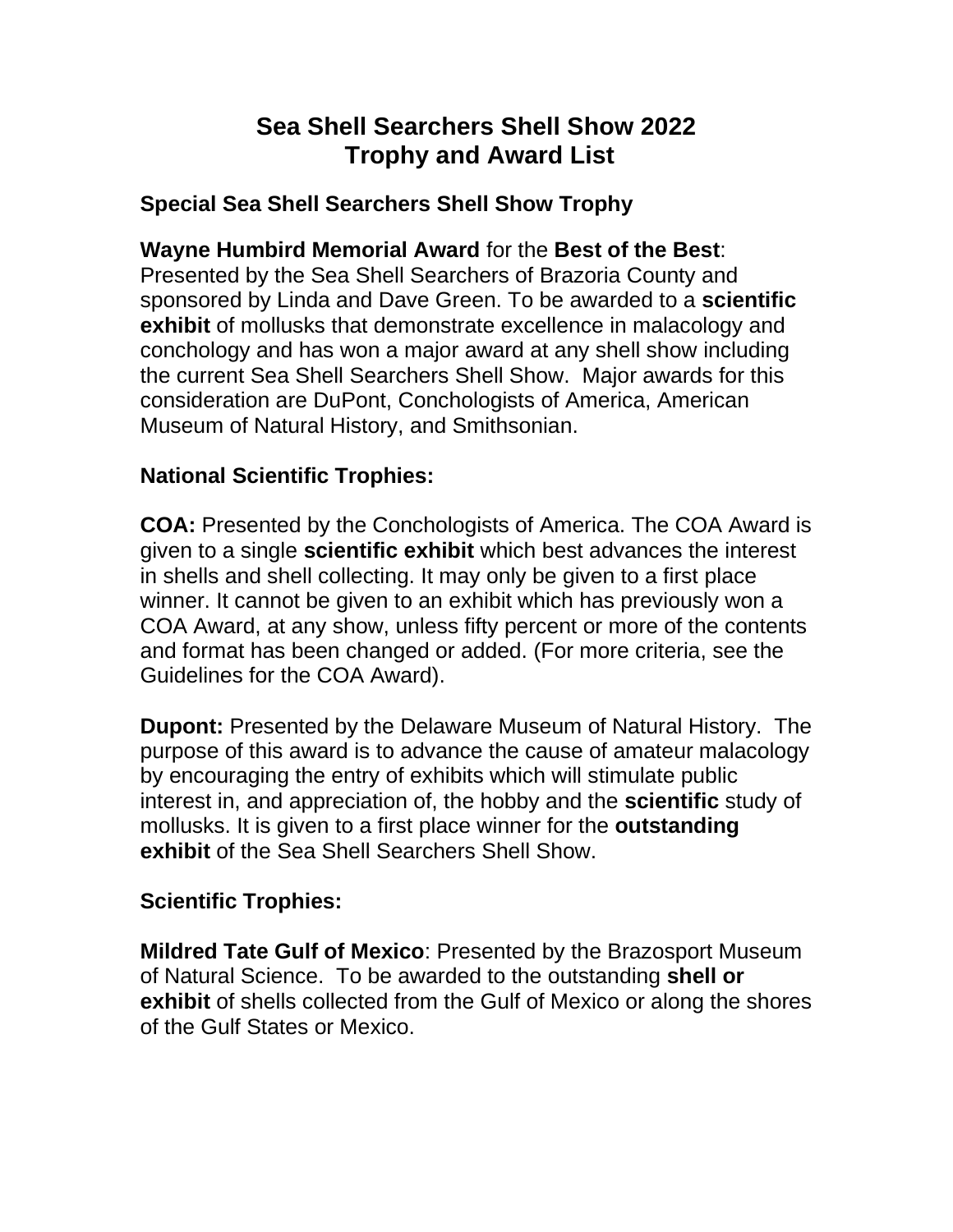# Sea Shell Searchers Shell Show 2022
# Trophy and Award List

### Special Sea Shell Searchers Shell Show Trophy

**Wayne Humbird Memorial Award** for the **Best of the Best**: Presented by the Sea Shell Searchers of Brazoria County and sponsored by Linda and Dave Green. To be awarded to a **scientific exhibit** of mollusks that demonstrate excellence in malacology and conchology and has won a major award at any shell show including the current Sea Shell Searchers Shell Show. Major awards for this consideration are DuPont, Conchologists of America, American Museum of Natural History, and Smithsonian.

### National Scientific Trophies:

**COA:** Presented by the Conchologists of America. The COA Award is given to a single **scientific exhibit** which best advances the interest in shells and shell collecting. It may only be given to a first place winner. It cannot be given to an exhibit which has previously won a COA Award, at any show, unless fifty percent or more of the contents and format has been changed or added. (For more criteria, see the Guidelines for the COA Award).

**Dupont:** Presented by the Delaware Museum of Natural History. The purpose of this award is to advance the cause of amateur malacology by encouraging the entry of exhibits which will stimulate public interest in, and appreciation of, the hobby and the **scientific** study of mollusks. It is given to a first place winner for the **outstanding exhibit** of the Sea Shell Searchers Shell Show.

### Scientific Trophies:

**Mildred Tate Gulf of Mexico**: Presented by the Brazosport Museum of Natural Science. To be awarded to the outstanding **shell or exhibit** of shells collected from the Gulf of Mexico or along the shores of the Gulf States or Mexico.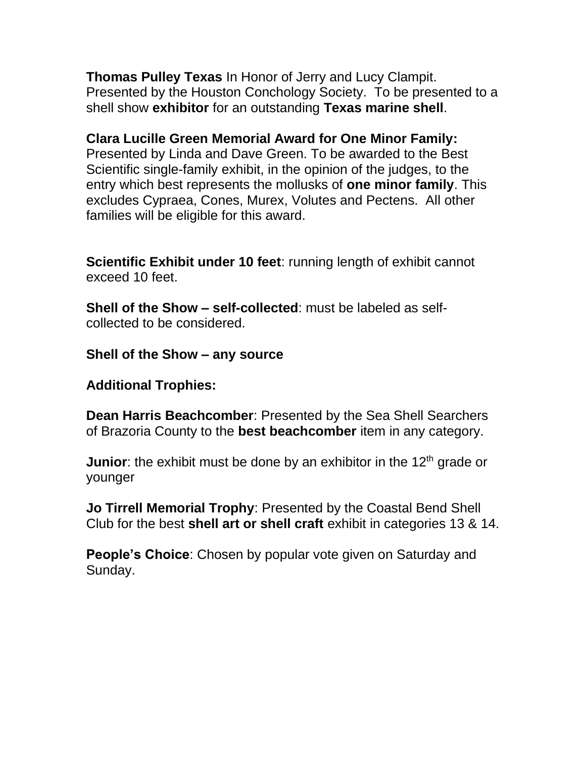**Thomas Pulley Texas** In Honor of Jerry and Lucy Clampit. Presented by the Houston Conchology Society. To be presented to a shell show **exhibitor** for an outstanding **Texas marine shell**.

**Clara Lucille Green Memorial Award for One Minor Family:** Presented by Linda and Dave Green. To be awarded to the Best Scientific single-family exhibit, in the opinion of the judges, to the entry which best represents the mollusks of **one minor family**. This excludes Cypraea, Cones, Murex, Volutes and Pectens. All other families will be eligible for this award.

**Scientific Exhibit under 10 feet**: running length of exhibit cannot exceed 10 feet.

**Shell of the Show – self-collected**: must be labeled as self-collected to be considered.

**Shell of the Show – any source**

**Additional Trophies:**

**Dean Harris Beachcomber**: Presented by the Sea Shell Searchers of Brazoria County to the **best beachcomber** item in any category.

**Junior**: the exhibit must be done by an exhibitor in the 12th grade or younger

**Jo Tirrell Memorial Trophy**: Presented by the Coastal Bend Shell Club for the best **shell art or shell craft** exhibit in categories 13 & 14.

**People's Choice**: Chosen by popular vote given on Saturday and Sunday.